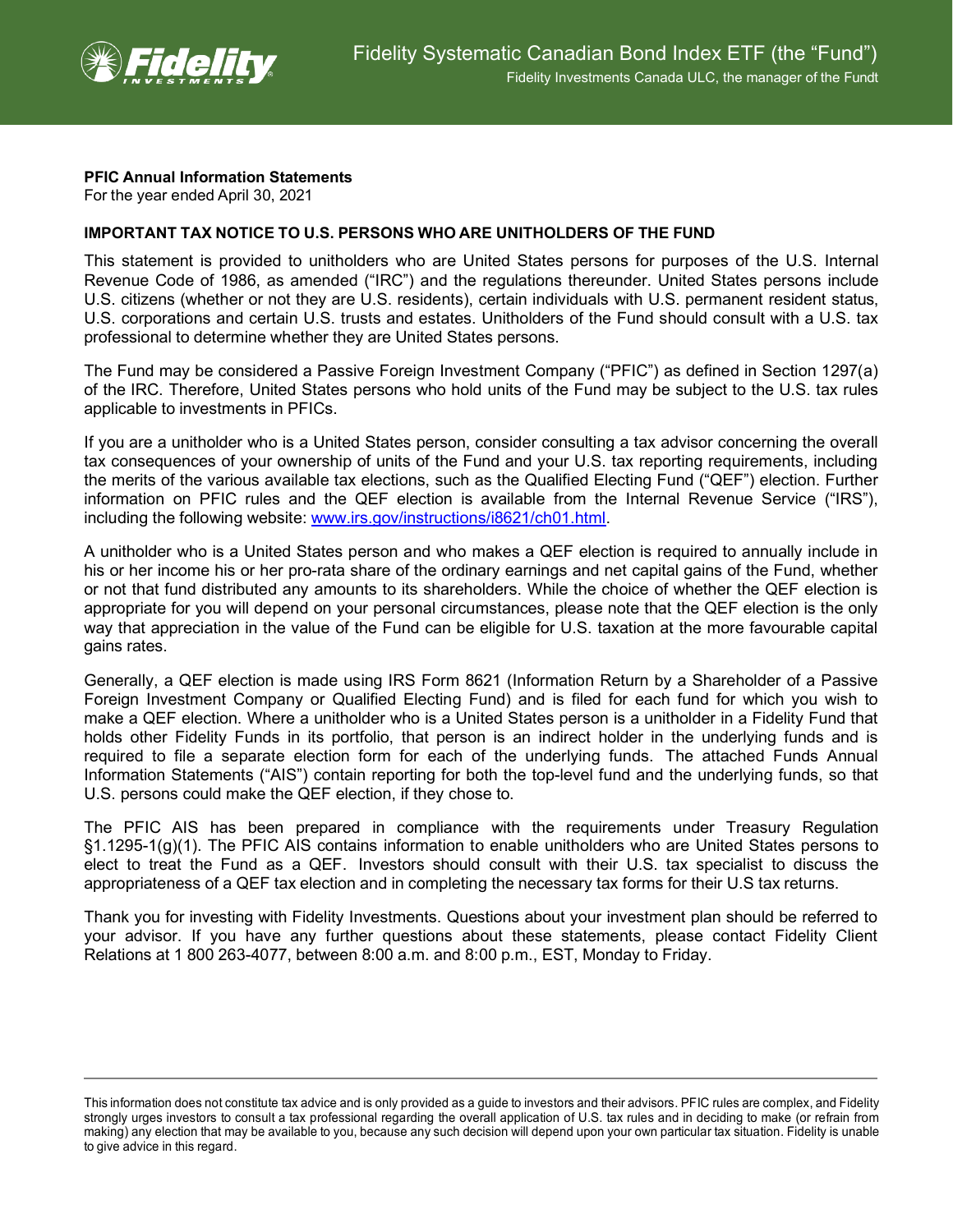# Fidelity Systematic Canadian Bond Index ETF (the "Fund")

Fidelity Investments Canada ULC, the manager of the Fundt

**PFIC Annual Information Statements**
For the year ended April 30, 2021

**IMPORTANT TAX NOTICE TO U.S. PERSONS WHO ARE UNITHOLDERS OF THE FUND**

This statement is provided to unitholders who are United States persons for purposes of the U.S. Internal Revenue Code of 1986, as amended ("IRC") and the regulations thereunder. United States persons include U.S. citizens (whether or not they are U.S. residents), certain individuals with U.S. permanent resident status, U.S. corporations and certain U.S. trusts and estates. Unitholders of the Fund should consult with a U.S. tax professional to determine whether they are United States persons.

The Fund may be considered a Passive Foreign Investment Company ("PFIC") as defined in Section 1297(a) of the IRC. Therefore, United States persons who hold units of the Fund may be subject to the U.S. tax rules applicable to investments in PFICs.

If you are a unitholder who is a United States person, consider consulting a tax advisor concerning the overall tax consequences of your ownership of units of the Fund and your U.S. tax reporting requirements, including the merits of the various available tax elections, such as the Qualified Electing Fund ("QEF") election. Further information on PFIC rules and the QEF election is available from the Internal Revenue Service ("IRS"), including the following website: [www.irs.gov/instructions/i8621/ch01.html](www.irs.gov/instructions/i8621/ch01.html).

A unitholder who is a United States person and who makes a QEF election is required to annually include in his or her income his or her pro-rata share of the ordinary earnings and net capital gains of the Fund, whether or not that fund distributed any amounts to its shareholders. While the choice of whether the QEF election is appropriate for you will depend on your personal circumstances, please note that the QEF election is the only way that appreciation in the value of the Fund can be eligible for U.S. taxation at the more favourable capital gains rates.

Generally, a QEF election is made using IRS Form 8621 (Information Return by a Shareholder of a Passive Foreign Investment Company or Qualified Electing Fund) and is filed for each fund for which you wish to make a QEF election. Where a unitholder who is a United States person is a unitholder in a Fidelity Fund that holds other Fidelity Funds in its portfolio, that person is an indirect holder in the underlying funds and is required to file a separate election form for each of the underlying funds. The attached Funds Annual Information Statements ("AIS") contain reporting for both the top-level fund and the underlying funds, so that U.S. persons could make the QEF election, if they chose to.

The PFIC AIS has been prepared in compliance with the requirements under Treasury Regulation §1.1295-1(g)(1). The PFIC AIS contains information to enable unitholders who are United States persons to elect to treat the Fund as a QEF. Investors should consult with their U.S. tax specialist to discuss the appropriateness of a QEF tax election and in completing the necessary tax forms for their U.S tax returns.

Thank you for investing with Fidelity Investments. Questions about your investment plan should be referred to your advisor. If you have any further questions about these statements, please contact Fidelity Client Relations at 1 800 263-4077, between 8:00 a.m. and 8:00 p.m., EST, Monday to Friday.

---

This information does not constitute tax advice and is only provided as a guide to investors and their advisors. PFIC rules are complex, and Fidelity strongly urges investors to consult a tax professional regarding the overall application of U.S. tax rules and in deciding to make (or refrain from making) any election that may be available to you, because any such decision will depend upon your own particular tax situation. Fidelity is unable to give advice in this regard.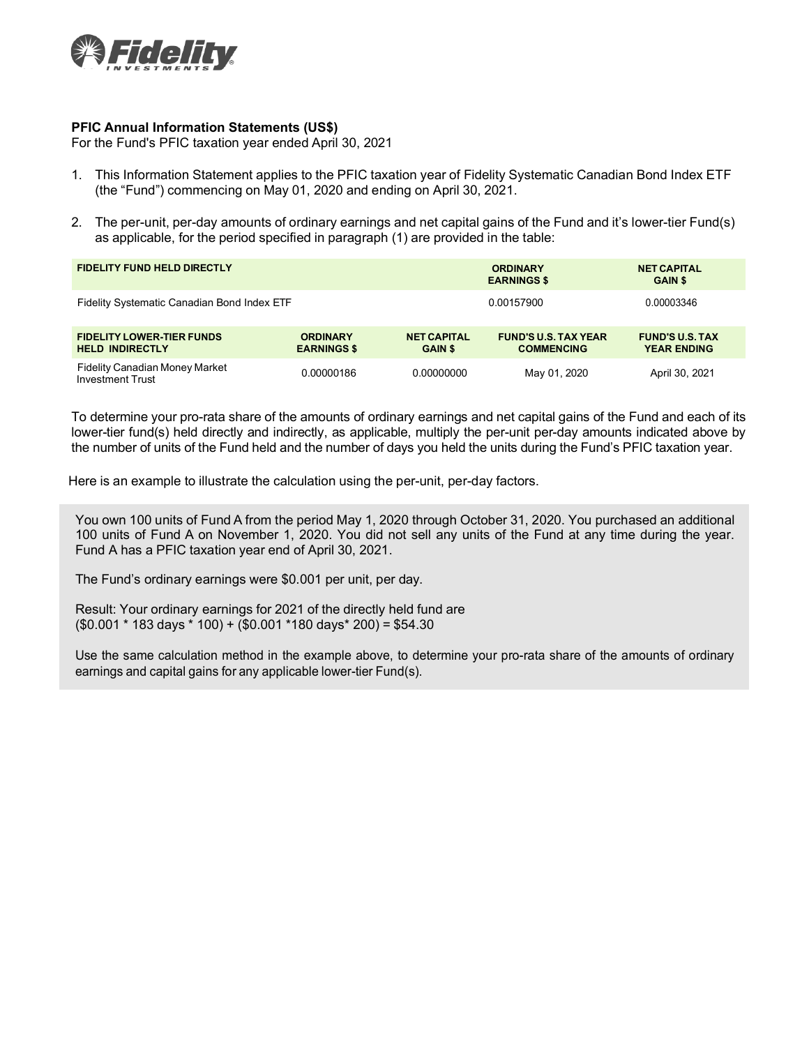**PFIC Annual Information Statements (US$)**
For the Fund's PFIC taxation year ended April 30, 2021

1. This Information Statement applies to the PFIC taxation year of Fidelity Systematic Canadian Bond Index ETF (the "Fund") commencing on May 01, 2020 and ending on April 30, 2021.

2. The per-unit, per-day amounts of ordinary earnings and net capital gains of the Fund and it's lower-tier Fund(s) as applicable, for the period specified in paragraph (1) are provided in the table:

| FIDELITY FUND HELD DIRECTLY | ORDINARY EARNINGS $ | NET CAPITAL GAIN $ |
|---|---|---|
| Fidelity Systematic Canadian Bond Index ETF | 0.00157900 | 0.00003346 |

| FIDELITY LOWER-TIER FUNDS HELD INDIRECTLY | ORDINARY EARNINGS $ | NET CAPITAL GAIN $ | FUND'S U.S. TAX YEAR COMMENCING | FUND'S U.S. TAX YEAR ENDING |
|---|---|---|---|---|
| Fidelity Canadian Money Market Investment Trust | 0.00000186 | 0.00000000 | May 01, 2020 | April 30, 2021 |

To determine your pro-rata share of the amounts of ordinary earnings and net capital gains of the Fund and each of its lower-tier fund(s) held directly and indirectly, as applicable, multiply the per-unit per-day amounts indicated above by the number of units of the Fund held and the number of days you held the units during the Fund's PFIC taxation year.

Here is an example to illustrate the calculation using the per-unit, per-day factors.

You own 100 units of Fund A from the period May 1, 2020 through October 31, 2020. You purchased an additional 100 units of Fund A on November 1, 2020. You did not sell any units of the Fund at any time during the year. Fund A has a PFIC taxation year end of April 30, 2021.

The Fund's ordinary earnings were $0.001 per unit, per day.

Result: Your ordinary earnings for 2021 of the directly held fund are
($0.001 * 183 days * 100) + ($0.001 *180 days* 200) = $54.30

Use the same calculation method in the example above, to determine your pro-rata share of the amounts of ordinary earnings and capital gains for any applicable lower-tier Fund(s).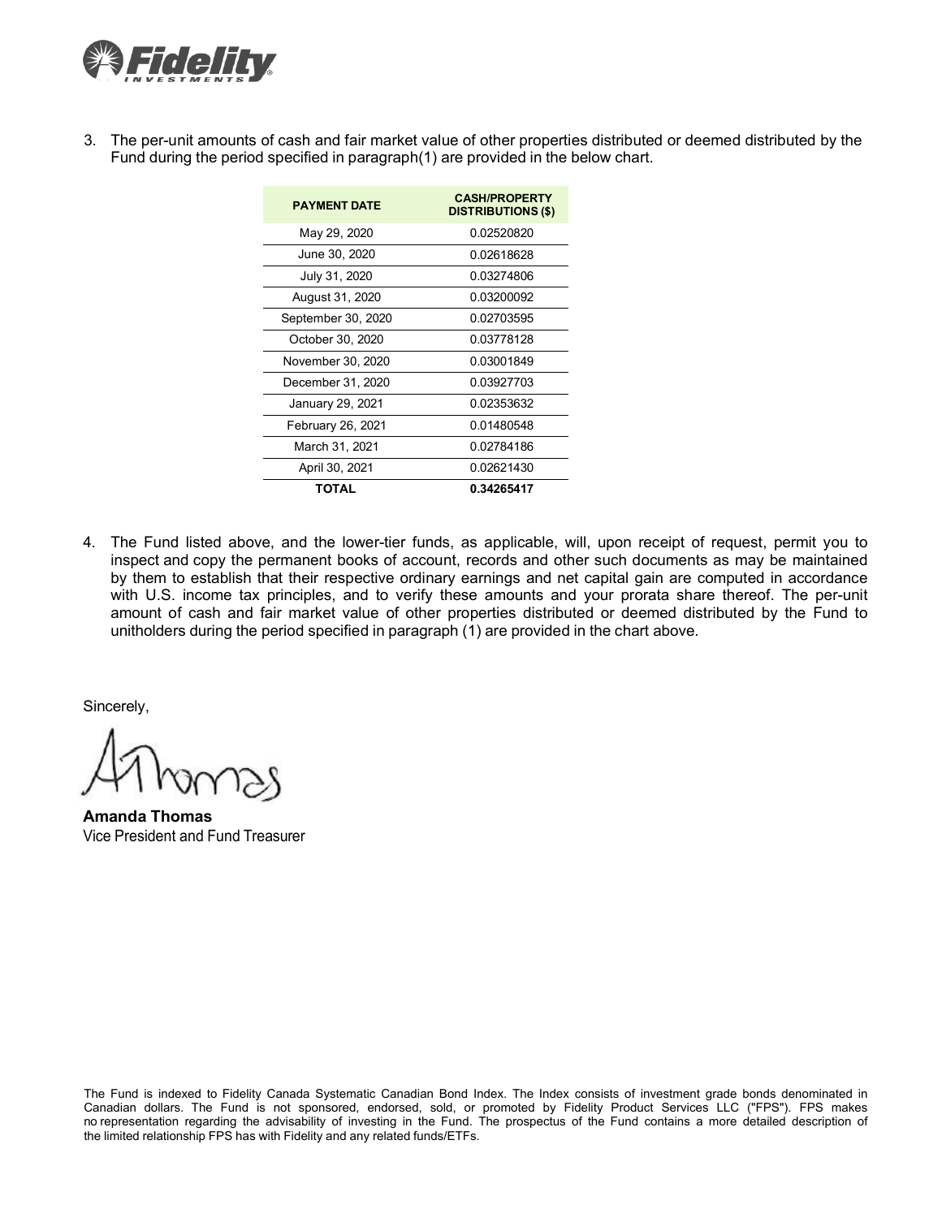3. The per-unit amounts of cash and fair market value of other properties distributed or deemed distributed by the Fund during the period specified in paragraph(1) are provided in the below chart.

| PAYMENT DATE | CASH/PROPERTY DISTRIBUTIONS ($) |
|---|---|
| May 29, 2020 | 0.02520820 |
| June 30, 2020 | 0.02618628 |
| July 31, 2020 | 0.03274806 |
| August 31, 2020 | 0.03200092 |
| September 30, 2020 | 0.02703595 |
| October 30, 2020 | 0.03778128 |
| November 30, 2020 | 0.03001849 |
| December 31, 2020 | 0.03927703 |
| January 29, 2021 | 0.02353632 |
| February 26, 2021 | 0.01480548 |
| March 31, 2021 | 0.02784186 |
| April 30, 2021 | 0.02621430 |
| **TOTAL** | **0.34265417** |

4. The Fund listed above, and the lower-tier funds, as applicable, will, upon receipt of request, permit you to inspect and copy the permanent books of account, records and other such documents as may be maintained by them to establish that their respective ordinary earnings and net capital gain are computed in accordance with U.S. income tax principles, and to verify these amounts and your prorata share thereof. The per-unit amount of cash and fair market value of other properties distributed or deemed distributed by the Fund to unitholders during the period specified in paragraph (1) are provided in the chart above.

Sincerely,

**Amanda Thomas**
Vice President and Fund Treasurer

The Fund is indexed to Fidelity Canada Systematic Canadian Bond Index. The Index consists of investment grade bonds denominated in Canadian dollars. The Fund is not sponsored, endorsed, sold, or promoted by Fidelity Product Services LLC ("FPS"). FPS makes no representation regarding the advisability of investing in the Fund. The prospectus of the Fund contains a more detailed description of the limited relationship FPS has with Fidelity and any related funds/ETFs.